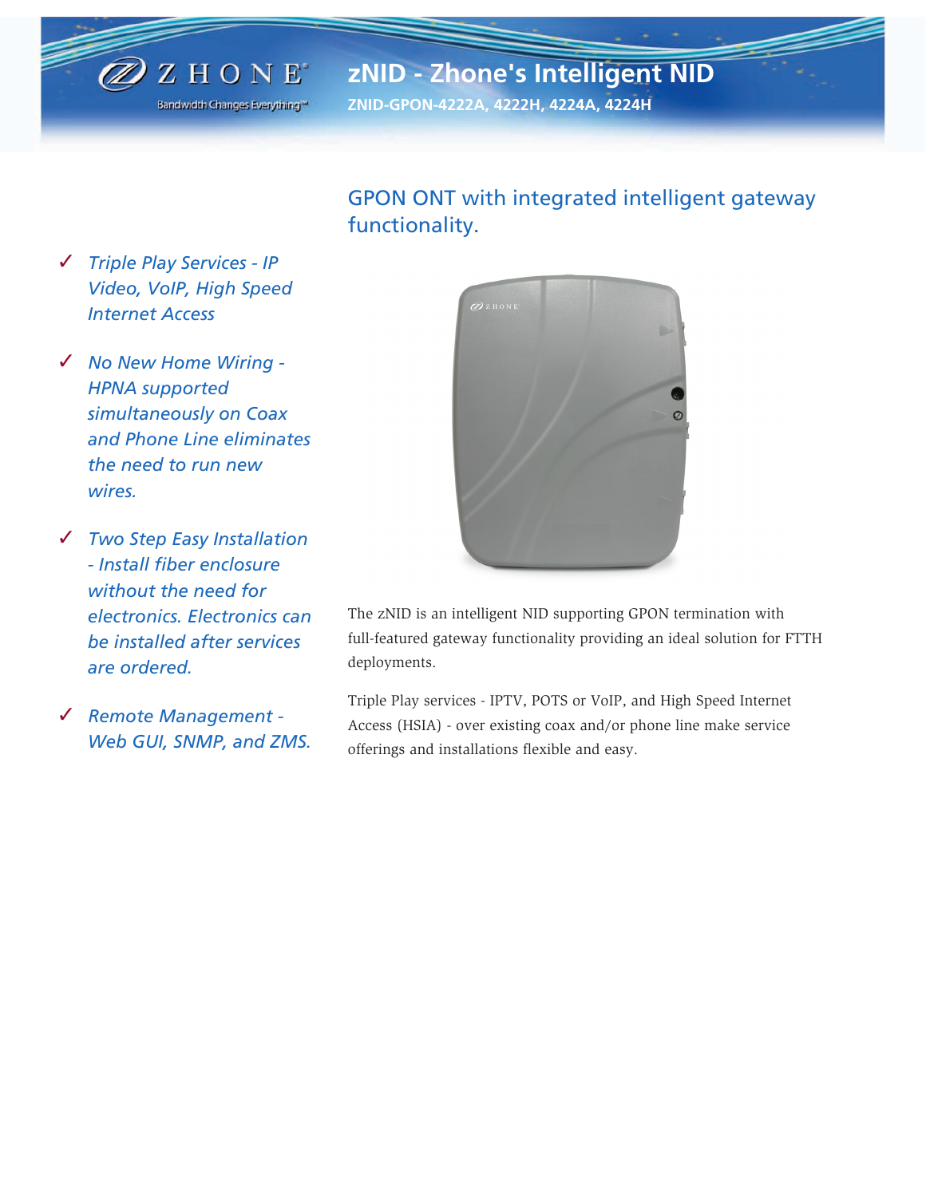# zNID - Zhone's Intelligent NID

## ZNID-GPON-4222A, 4222H, 4224A, 4224H

## GPON ONT with integrated intelligent gateway functionality.

- ✓ *Triple Play Services - IP Video, VoIP, High Speed Internet Access*
- ✓ *No New Home Wiring - HPNA supported simultaneously on Coax and Phone Line eliminates the need to run new wires.*
- ✓ *Two Step Easy Installation - Install fiber enclosure without the need for electronics. Electronics can be installed after services are ordered.*
- ✓ *Remote Management - Web GUI, SNMP, and ZMS.*

The zNID is an intelligent NID supporting GPON termination with full-featured gateway functionality providing an ideal solution for FTTH deployments.

Triple Play services - IPTV, POTS or VoIP, and High Speed Internet Access (HSIA) - over existing coax and/or phone line make service offerings and installations flexible and easy.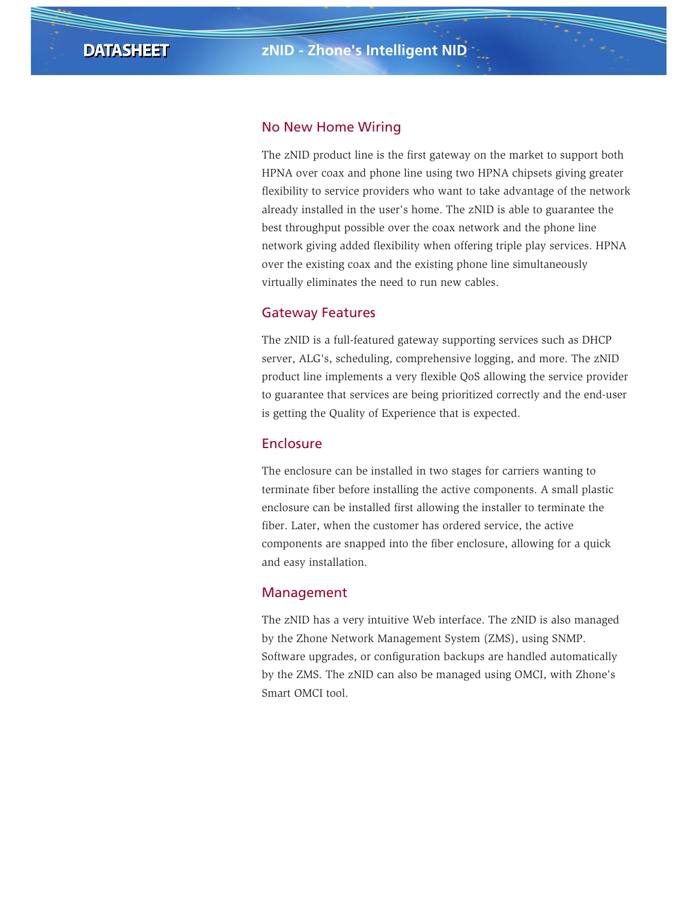## No New Home Wiring

The zNID product line is the first gateway on the market to support both HPNA over coax and phone line using two HPNA chipsets giving greater flexibility to service providers who want to take advantage of the network already installed in the user's home. The zNID is able to guarantee the best throughput possible over the coax network and the phone line network giving added flexibility when offering triple play services. HPNA over the existing coax and the existing phone line simultaneously virtually eliminates the need to run new cables.

## Gateway Features

The zNID is a full-featured gateway supporting services such as DHCP server, ALG's, scheduling, comprehensive logging, and more. The zNID product line implements a very flexible QoS allowing the service provider to guarantee that services are being prioritized correctly and the end-user is getting the Quality of Experience that is expected.

## Enclosure

The enclosure can be installed in two stages for carriers wanting to terminate fiber before installing the active components. A small plastic enclosure can be installed first allowing the installer to terminate the fiber. Later, when the customer has ordered service, the active components are snapped into the fiber enclosure, allowing for a quick and easy installation.

## Management

The zNID has a very intuitive Web interface. The zNID is also managed by the Zhone Network Management System (ZMS), using SNMP. Software upgrades, or configuration backups are handled automatically by the ZMS. The zNID can also be managed using OMCI, with Zhone's Smart OMCI tool.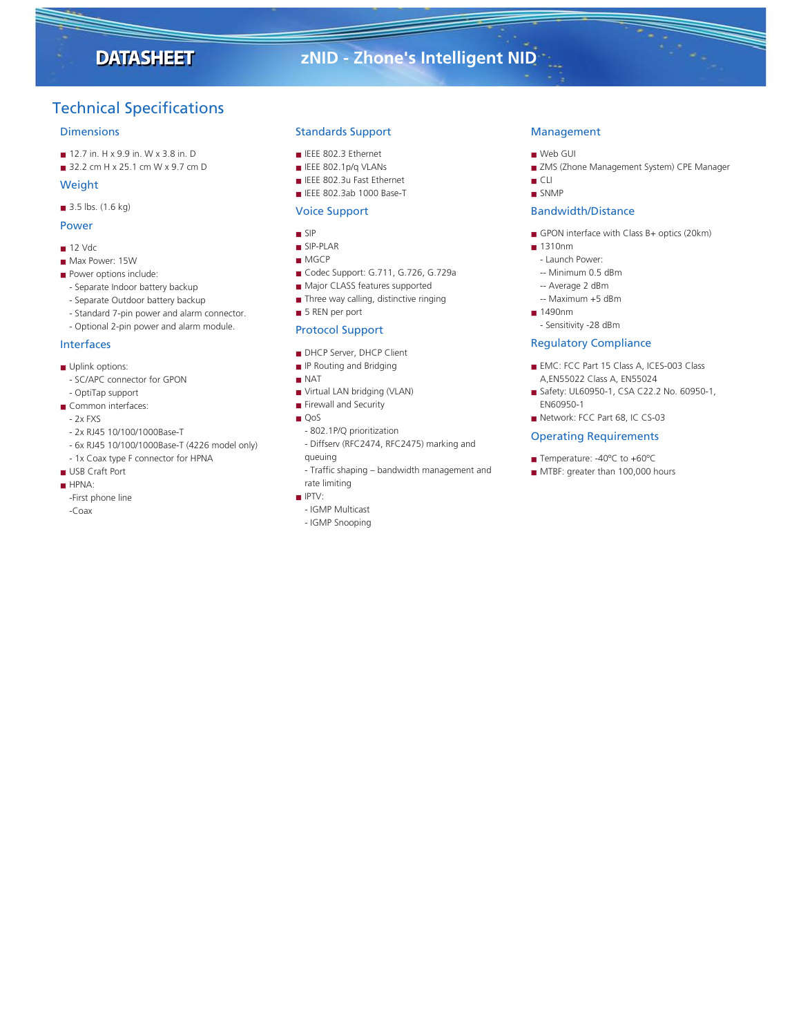# Technical Specifications

## Dimensions

- 12.7 in. H x 9.9 in. W x 3.8 in. D
- 32.2 cm H x 25.1 cm W x 9.7 cm D

## Weight

- 3.5 lbs. (1.6 kg)

## Power

- 12 Vdc
- Max Power: 15W
- Power options include:
  - Separate Indoor battery backup
  - Separate Outdoor battery backup
  - Standard 7-pin power and alarm connector.
  - Optional 2-pin power and alarm module.

## Interfaces

- Uplink options:
  - SC/APC connector for GPON
  - OptiTap support
- Common interfaces:
  - 2x FXS
  - 2x RJ45 10/100/1000Base-T
  - 6x RJ45 10/100/1000Base-T (4226 model only)
  - 1x Coax type F connector for HPNA
- USB Craft Port
- HPNA:
  - First phone line
  - Coax

## Standards Support

- IEEE 802.3 Ethernet
- IEEE 802.1p/q VLANs
- IEEE 802.3u Fast Ethernet
- IEEE 802.3ab 1000 Base-T

## Voice Support

- SIP
- SIP-PLAR
- MGCP
- Codec Support: G.711, G.726, G.729a
- Major CLASS features supported
- Three way calling, distinctive ringing
- 5 REN per port

## Protocol Support

- DHCP Server, DHCP Client
- IP Routing and Bridging
- NAT
- Virtual LAN bridging (VLAN)
- Firewall and Security
- QoS
  - 802.1P/Q prioritization
  - Diffserv (RFC2474, RFC2475) marking and queuing
  - Traffic shaping – bandwidth management and rate limiting
- IPTV:
  - IGMP Multicast
  - IGMP Snooping

## Management

- Web GUI
- ZMS (Zhone Management System) CPE Manager
- CLI
- SNMP

## Bandwidth/Distance

- GPON interface with Class B+ optics (20km)
- 1310nm
  - Launch Power:
    - Minimum 0.5 dBm
    - Average 2 dBm
    - Maximum +5 dBm
- 1490nm
  - Sensitivity -28 dBm

## Regulatory Compliance

- EMC: FCC Part 15 Class A, ICES-003 Class A,EN55022 Class A, EN55024
- Safety: UL60950-1, CSA C22.2 No. 60950-1, EN60950-1
- Network: FCC Part 68, IC CS-03

## Operating Requirements

- Temperature: -40ºC to +60ºC
- MTBF: greater than 100,000 hours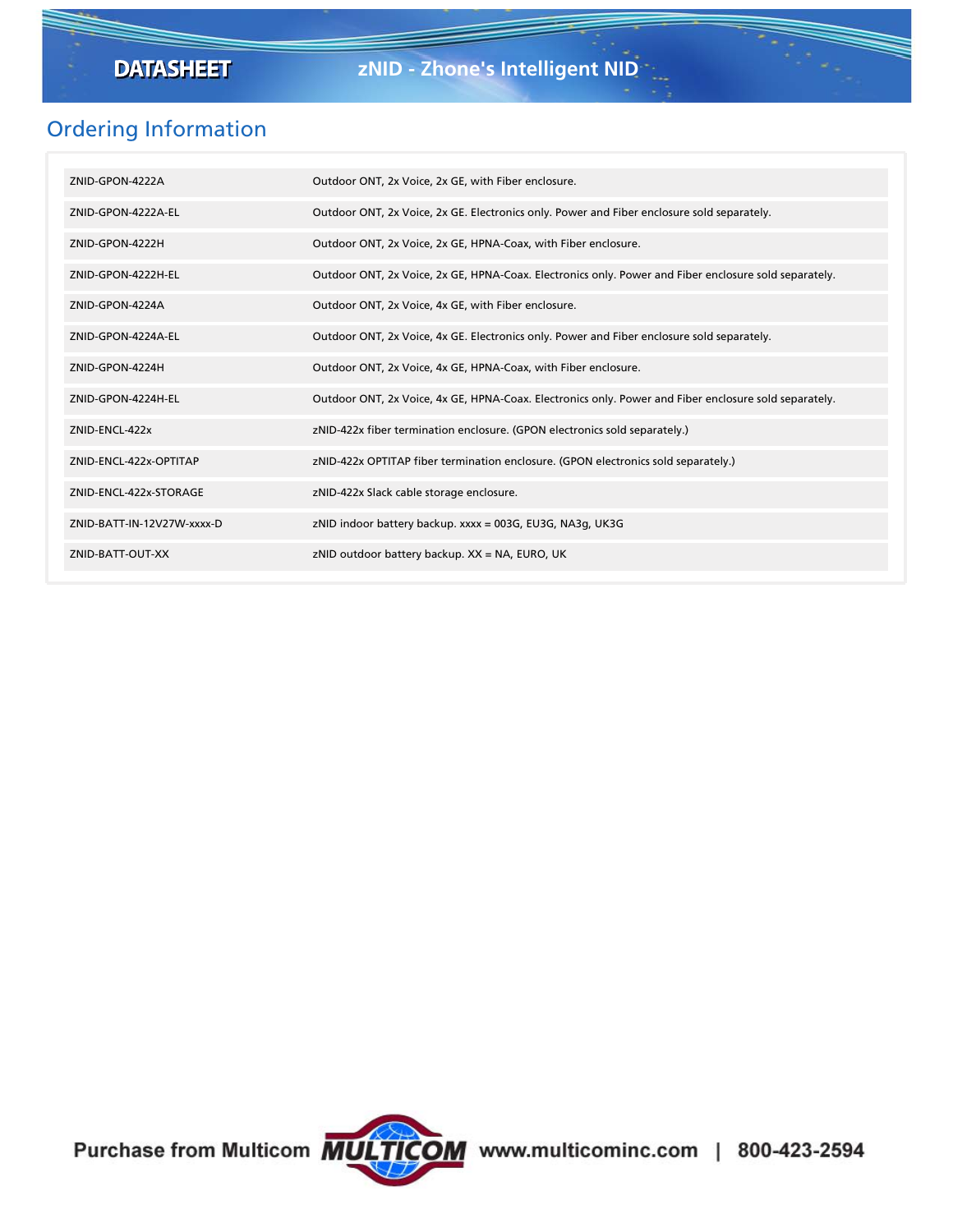## Ordering Information

| | |
|---|---|
| ZNID-GPON-4222A | Outdoor ONT, 2x Voice, 2x GE, with Fiber enclosure. |
| ZNID-GPON-4222A-EL | Outdoor ONT, 2x Voice, 2x GE. Electronics only. Power and Fiber enclosure sold separately. |
| ZNID-GPON-4222H | Outdoor ONT, 2x Voice, 2x GE, HPNA-Coax, with Fiber enclosure. |
| ZNID-GPON-4222H-EL | Outdoor ONT, 2x Voice, 2x GE, HPNA-Coax. Electronics only. Power and Fiber enclosure sold separately. |
| ZNID-GPON-4224A | Outdoor ONT, 2x Voice, 4x GE, with Fiber enclosure. |
| ZNID-GPON-4224A-EL | Outdoor ONT, 2x Voice, 4x GE. Electronics only. Power and Fiber enclosure sold separately. |
| ZNID-GPON-4224H | Outdoor ONT, 2x Voice, 4x GE, HPNA-Coax, with Fiber enclosure. |
| ZNID-GPON-4224H-EL | Outdoor ONT, 2x Voice, 4x GE, HPNA-Coax. Electronics only. Power and Fiber enclosure sold separately. |
| ZNID-ENCL-422x | zNID-422x fiber termination enclosure. (GPON electronics sold separately.) |
| ZNID-ENCL-422x-OPTITAP | zNID-422x OPTITAP fiber termination enclosure. (GPON electronics sold separately.) |
| ZNID-ENCL-422x-STORAGE | zNID-422x Slack cable storage enclosure. |
| ZNID-BATT-IN-12V27W-xxxx-D | zNID indoor battery backup. xxxx = 003G, EU3G, NA3g, UK3G |
| ZNID-BATT-OUT-XX | zNID outdoor battery backup. XX = NA, EURO, UK |